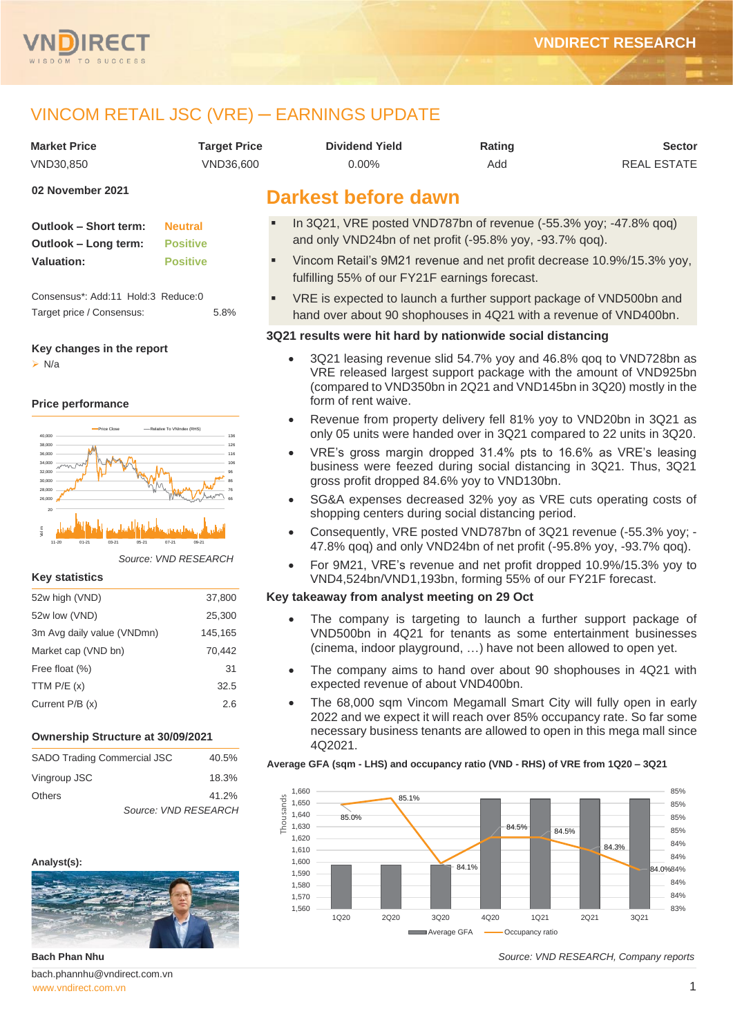# VINCOM RETAIL JSC (VRE) – EARNINGS UPDATE

| Market Price | Target Price | Dividend Yield | Rating | Sector |
|---|---|---|---|---|
| VND30,850 | VND36,600 | 0.00% | Add | REAL ESTATE |

**02 November 2021**

| | |
|---|---|
| **Outlook – Short term:** | Neutral |
| **Outlook – Long term:** | Positive |
| **Valuation:** | Positive |

Consensus*: Add:11 Hold:3 Reduce:0

Target price / Consensus: 5.8%

**Key changes in the report**

- N/a

**Price performance**

Price Close
Relative To VNIndex (RHS)
40,000
38,000
36,000
34,000
32,000
30,000
28,000
26,000
20
136
126
116
106
96
86
76
66
Vol m
11-20
01-21
03-21
05-21
07-21
09-21

*Source: VND RESEARCH*

**Key statistics**

| | |
|---|---|
| 52w high (VND) | 37,800 |
| 52w low (VND) | 25,300 |
| 3m Avg daily value (VNDmn) | 145,165 |
| Market cap (VND bn) | 70,442 |
| Free float (%) | 31 |
| TTM P/E (x) | 32.5 |
| Current P/B (x) | 2.6 |

**Ownership Structure at 30/09/2021**

| | |
|---|---|
| SADO Trading Commercial JSC | 40.5% |
| Vingroup JSC | 18.3% |
| Others | 41.2% |

*Source: VND RESEARCH*

**Analyst(s):**

**Bach Phan Nhu**

bach.phannhu@vndirect.com.vn

## Darkest before dawn

- In 3Q21, VRE posted VND787bn of revenue (-55.3% yoy; -47.8% qoq) and only VND24bn of net profit (-95.8% yoy, -93.7% qoq).
- Vincom Retail's 9M21 revenue and net profit decrease 10.9%/15.3% yoy, fulfilling 55% of our FY21F earnings forecast.
- VRE is expected to launch a further support package of VND500bn and hand over about 90 shophouses in 4Q21 with a revenue of VND400bn.

### 3Q21 results were hit hard by nationwide social distancing

- 3Q21 leasing revenue slid 54.7% yoy and 46.8% qoq to VND728bn as VRE released largest support package with the amount of VND925bn (compared to VND350bn in 2Q21 and VND145bn in 3Q20) mostly in the form of rent waive.
- Revenue from property delivery fell 81% yoy to VND20bn in 3Q21 as only 05 units were handed over in 3Q21 compared to 22 units in 3Q20.
- VRE's gross margin dropped 31.4% pts to 16.6% as VRE's leasing business were feezed during social distancing in 3Q21. Thus, 3Q21 gross profit dropped 84.6% yoy to VND130bn.
- SG&A expenses decreased 32% yoy as VRE cuts operating costs of shopping centers during social distancing period.
- Consequently, VRE posted VND787bn of 3Q21 revenue (-55.3% yoy; -47.8% qoq) and only VND24bn of net profit (-95.8% yoy, -93.7% qoq).
- For 9M21, VRE's revenue and net profit dropped 10.9%/15.3% yoy to VND4,524bn/VND1,193bn, forming 55% of our FY21F forecast.

### Key takeaway from analyst meeting on 29 Oct

- The company is targeting to launch a further support package of VND500bn in 4Q21 for tenants as some entertainment businesses (cinema, indoor playground, …) have not been allowed to open yet.
- The company aims to hand over about 90 shophouses in 4Q21 with expected revenue of about VND400bn.
- The 68,000 sqm Vincom Megamall Smart City will fully open in early 2022 and we expect it will reach over 85% occupancy rate. So far some necessary business tenants are allowed to open in this mega mall since 4Q2021.

**Average GFA (sqm - LHS) and occupancy ratio (VND - RHS) of VRE from 1Q20 – 3Q21**

Thousands
1,660
1,650
1,640
1,630
1,620
1,610
1,600
1,590
1,580
1,570
1,560
85%
84%
83%
85.0%
85.1%
84.1%
84.5%
84.5%
84.3%
84.0%
1Q20
2Q20
3Q20
4Q20
1Q21
2Q21
3Q21
Average GFA
Occupancy ratio

*Source: VND RESEARCH, Company reports*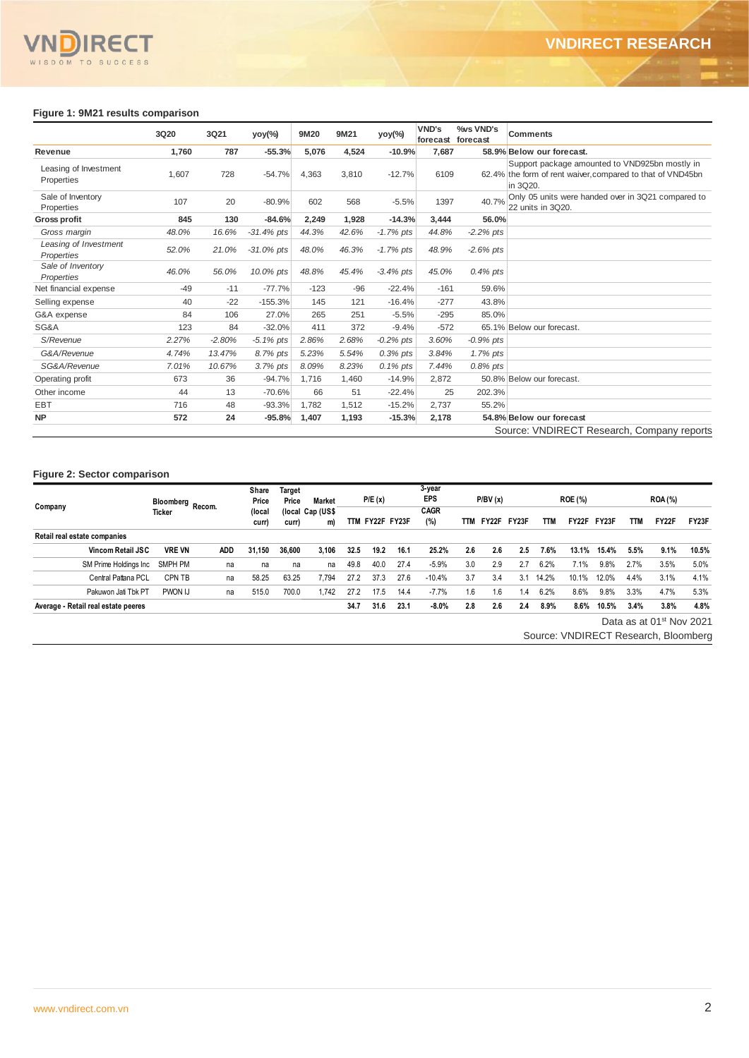#### Figure 1: 9M21 results comparison

| | 3Q20 | 3Q21 | yoy(%) | 9M20 | 9M21 | yoy(%) | VND's forecast | %vs VND's forecast | Comments |
|---|---|---|---|---|---|---|---|---|---|
| **Revenue** | **1,760** | **787** | **-55.3%** | **5,076** | **4,524** | **-10.9%** | **7,687** | **58.9%** | **Below our forecast.** |
| Leasing of Investment Properties | 1,607 | 728 | -54.7% | 4,363 | 3,810 | -12.7% | 6109 | 62.4% | Support package amounted to VND925bn mostly in the form of rent waiver,compared to that of VND45bn in 3Q20. |
| Sale of Inventory Properties | 107 | 20 | -80.9% | 602 | 568 | -5.5% | 1397 | 40.7% | Only 05 units were handed over in 3Q21 compared to 22 units in 3Q20. |
| **Gross profit** | **845** | **130** | **-84.6%** | **2,249** | **1,928** | **-14.3%** | **3,444** | **56.0%** | |
| *Gross margin* | *48.0%* | *16.6%* | *-31.4% pts* | *44.3%* | *42.6%* | *-1.7% pts* | *44.8%* | *-2.2% pts* | |
| *Leasing of Investment Properties* | *52.0%* | *21.0%* | *-31.0% pts* | *48.0%* | *46.3%* | *-1.7% pts* | *48.9%* | *-2.6% pts* | |
| *Sale of Inventory Properties* | *46.0%* | *56.0%* | *10.0% pts* | *48.8%* | *45.4%* | *-3.4% pts* | *45.0%* | *0.4% pts* | |
| Net financial expense | -49 | -11 | -77.7% | -123 | -96 | -22.4% | -161 | 59.6% | |
| Selling expense | 40 | -22 | -155.3% | 145 | 121 | -16.4% | -277 | 43.8% | |
| G&A expense | 84 | 106 | 27.0% | 265 | 251 | -5.5% | -295 | 85.0% | |
| SG&A | 123 | 84 | -32.0% | 411 | 372 | -9.4% | -572 | 65.1% | Below our forecast. |
| *S/Revenue* | *2.27%* | *-2.80%* | *-5.1% pts* | *2.86%* | *2.68%* | *-0.2% pts* | *3.60%* | *-0.9% pts* | |
| *G&A/Revenue* | *4.74%* | *13.47%* | *8.7% pts* | *5.23%* | *5.54%* | *0.3% pts* | *3.84%* | *1.7% pts* | |
| *SG&A/Revenue* | *7.01%* | *10.67%* | *3.7% pts* | *8.09%* | *8.23%* | *0.1% pts* | *7.44%* | *0.8% pts* | |
| Operating profit | 673 | 36 | -94.7% | 1,716 | 1,460 | -14.9% | 2,872 | 50.8% | Below our forecast. |
| Other income | 44 | 13 | -70.6% | 66 | 51 | -22.4% | 25 | 202.3% | |
| EBT | 716 | 48 | -93.3% | 1,782 | 1,512 | -15.2% | 2,737 | 55.2% | |
| **NP** | **572** | **24** | **-95.8%** | **1,407** | **1,193** | **-15.3%** | **2,178** | **54.8%** | **Below our forecast** |

Source: VNDIRECT Research, Company reports

#### Figure 2: Sector comparison

| Company | Bloomberg Ticker | Recom. | Share Price (local curr) | Target Price (local curr) | Market Cap (US$ m) | P/E (x) | | | 3-year EPS CAGR (%) | P/BV (x) | | | ROE (%) | | | ROA (%) | | |
|---|---|---|---|---|---|---|---|---|---|---|---|---|---|---|---|---|---|---|
| | | | | | | TTM | FY22F | FY23F | | TTM | FY22F | FY23F | TTM | FY22F | FY23F | TTM | FY22F | FY23F |
| **Retail real estate companies** | | | | | | | | | | | | | | | | | | |
| **Vincom Retail JSC** | **VRE VN** | **ADD** | **31,150** | **36,600** | **3,106** | **32.5** | **19.2** | **16.1** | **25.2%** | **2.6** | **2.6** | **2.5** | **7.6%** | **13.1%** | **15.4%** | **5.5%** | **9.1%** | **10.5%** |
| SM Prime Holdings Inc | SMPH PM | na | na | na | na | 49.8 | 40.0 | 27.4 | -5.9% | 3.0 | 2.9 | 2.7 | 6.2% | 7.1% | 9.8% | 2.7% | 3.5% | 5.0% |
| Central Pattana PCL | CPN TB | na | 58.25 | 63.25 | 7,794 | 27.2 | 37.3 | 27.6 | -10.4% | 3.7 | 3.4 | 3.1 | 14.2% | 10.1% | 12.0% | 4.4% | 3.1% | 4.1% |
| Pakuwon Jati Tbk PT | PWON IJ | na | 515.0 | 700.0 | 1,742 | 27.2 | 17.5 | 14.4 | -7.7% | 1.6 | 1.6 | 1.4 | 6.2% | 8.6% | 9.8% | 3.3% | 4.7% | 5.3% |
| **Average - Retail real estate peeres** | | | | | | **34.7** | **31.6** | **23.1** | **-8.0%** | **2.8** | **2.6** | **2.4** | **8.9%** | **8.6%** | **10.5%** | **3.4%** | **3.8%** | **4.8%** |

Data as at 01st Nov 2021

Source: VNDIRECT Research, Bloomberg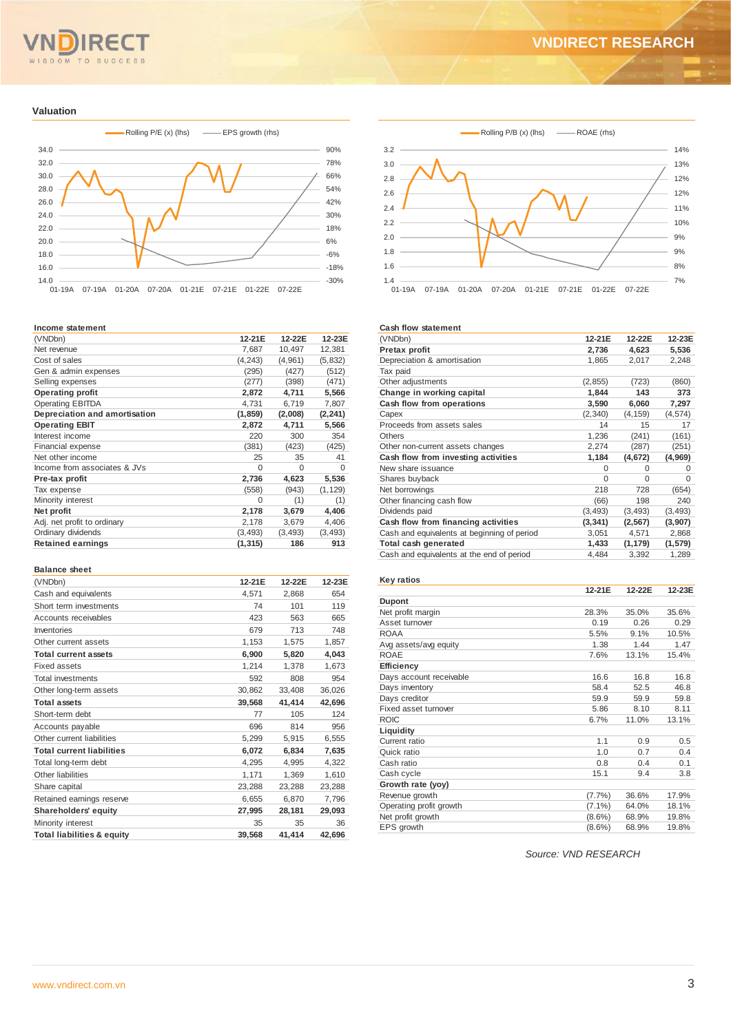## Valuation

Rolling P/E (x) (lhs) — EPS growth (rhs)

Rolling P/B (x) (lhs) — ROAE (rhs)

**Income statement**

| (VNDbn) | 12-21E | 12-22E | 12-23E |
|---|---|---|---|
| Net revenue | 7,687 | 10,497 | 12,381 |
| Cost of sales | (4,243) | (4,961) | (5,832) |
| Gen & admin expenses | (295) | (427) | (512) |
| Selling expenses | (277) | (398) | (471) |
| **Operating profit** | **2,872** | **4,711** | **5,566** |
| Operating EBITDA | 4,731 | 6,719 | 7,807 |
| **Depreciation and amortisation** | **(1,859)** | **(2,008)** | **(2,241)** |
| **Operating EBIT** | **2,872** | **4,711** | **5,566** |
| Interest income | 220 | 300 | 354 |
| Financial expense | (381) | (423) | (425) |
| Net other income | 25 | 35 | 41 |
| Income from associates & JVs | 0 | 0 | 0 |
| **Pre-tax profit** | **2,736** | **4,623** | **5,536** |
| Tax expense | (558) | (943) | (1,129) |
| Minority interest | 0 | (1) | (1) |
| **Net profit** | **2,178** | **3,679** | **4,406** |
| Adj. net profit to ordinary | 2,178 | 3,679 | 4,406 |
| Ordinary dividends | (3,493) | (3,493) | (3,493) |
| **Retained earnings** | **(1,315)** | **186** | **913** |

**Balance sheet**

| (VNDbn) | 12-21E | 12-22E | 12-23E |
|---|---|---|---|
| Cash and equivalents | 4,571 | 2,868 | 654 |
| Short term investments | 74 | 101 | 119 |
| Accounts receivables | 423 | 563 | 665 |
| Inventories | 679 | 713 | 748 |
| Other current assets | 1,153 | 1,575 | 1,857 |
| **Total current assets** | **6,900** | **5,820** | **4,043** |
| Fixed assets | 1,214 | 1,378 | 1,673 |
| Total investments | 592 | 808 | 954 |
| Other long-term assets | 30,862 | 33,408 | 36,026 |
| **Total assets** | **39,568** | **41,414** | **42,696** |
| Short-term debt | 77 | 105 | 124 |
| Accounts payable | 696 | 814 | 956 |
| Other current liabilities | 5,299 | 5,915 | 6,555 |
| **Total current liabilities** | **6,072** | **6,834** | **7,635** |
| Total long-term debt | 4,295 | 4,995 | 4,322 |
| Other liabilities | 1,171 | 1,369 | 1,610 |
| Share capital | 23,288 | 23,288 | 23,288 |
| Retained earnings reserve | 6,655 | 6,870 | 7,796 |
| **Shareholders' equity** | **27,995** | **28,181** | **29,093** |
| Minority interest | 35 | 35 | 36 |
| **Total liabilities & equity** | **39,568** | **41,414** | **42,696** |

**Cash flow statement**

| (VNDbn) | 12-21E | 12-22E | 12-23E |
|---|---|---|---|
| **Pretax profit** | **2,736** | **4,623** | **5,536** |
| Depreciation & amortisation | 1,865 | 2,017 | 2,248 |
| Tax paid | | | |
| Other adjustments | (2,855) | (723) | (860) |
| **Change in working capital** | **1,844** | **143** | **373** |
| **Cash flow from operations** | **3,590** | **6,060** | **7,297** |
| Capex | (2,340) | (4,159) | (4,574) |
| Proceeds from assets sales | 14 | 15 | 17 |
| Others | 1,236 | (241) | (161) |
| Other non-current assets changes | 2,274 | (287) | (251) |
| **Cash flow from investing activities** | **1,184** | **(4,672)** | **(4,969)** |
| New share issuance | 0 | 0 | 0 |
| Shares buyback | 0 | 0 | 0 |
| Net borrowings | 218 | 728 | (654) |
| Other financing cash flow | (66) | 198 | 240 |
| Dividends paid | (3,493) | (3,493) | (3,493) |
| **Cash flow from financing activities** | **(3,341)** | **(2,567)** | **(3,907)** |
| Cash and equivalents at beginning of period | 3,051 | 4,571 | 2,868 |
| **Total cash generated** | **1,433** | **(1,179)** | **(1,579)** |
| Cash and equivalents at the end of period | 4,484 | 3,392 | 1,289 |

**Key ratios**

| | 12-21E | 12-22E | 12-23E |
|---|---|---|---|
| **Dupont** | | | |
| Net profit margin | 28.3% | 35.0% | 35.6% |
| Asset turnover | 0.19 | 0.26 | 0.29 |
| ROAA | 5.5% | 9.1% | 10.5% |
| Avg assets/avg equity | 1.38 | 1.44 | 1.47 |
| ROAE | 7.6% | 13.1% | 15.4% |
| **Efficiency** | | | |
| Days account receivable | 16.6 | 16.8 | 16.8 |
| Days inventory | 58.4 | 52.5 | 46.8 |
| Days creditor | 59.9 | 59.9 | 59.8 |
| Fixed asset turnover | 5.86 | 8.10 | 8.11 |
| ROIC | 6.7% | 11.0% | 13.1% |
| **Liquidity** | | | |
| Current ratio | 1.1 | 0.9 | 0.5 |
| Quick ratio | 1.0 | 0.7 | 0.4 |
| Cash ratio | 0.8 | 0.4 | 0.1 |
| Cash cycle | 15.1 | 9.4 | 3.8 |
| **Growth rate (yoy)** | | | |
| Revenue growth | (7.7%) | 36.6% | 17.9% |
| Operating profit growth | (7.1%) | 64.0% | 18.1% |
| Net profit growth | (8.6%) | 68.9% | 19.8% |
| EPS growth | (8.6%) | 68.9% | 19.8% |

*Source: VND RESEARCH*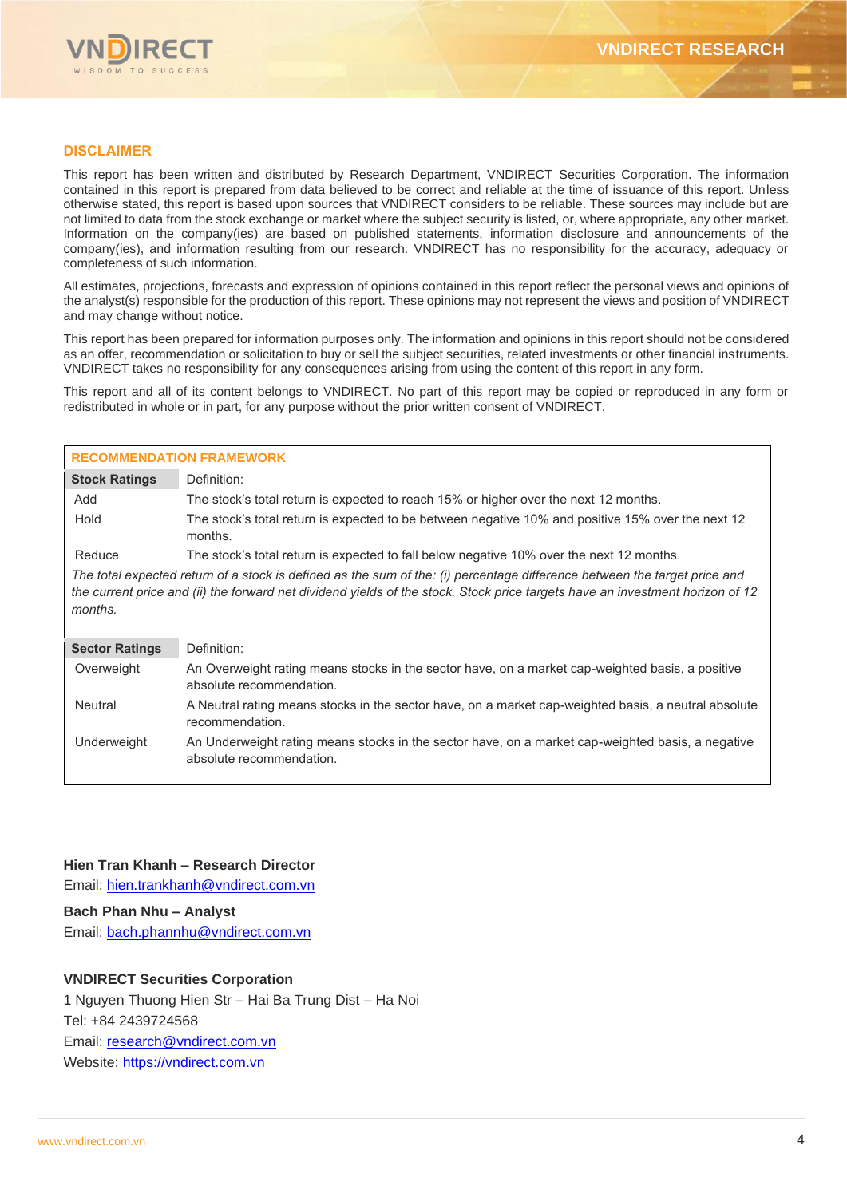## DISCLAIMER

This report has been written and distributed by Research Department, VNDIRECT Securities Corporation. The information contained in this report is prepared from data believed to be correct and reliable at the time of issuance of this report. Unless otherwise stated, this report is based upon sources that VNDIRECT considers to be reliable. These sources may include but are not limited to data from the stock exchange or market where the subject security is listed, or, where appropriate, any other market. Information on the company(ies) are based on published statements, information disclosure and announcements of the company(ies), and information resulting from our research. VNDIRECT has no responsibility for the accuracy, adequacy or completeness of such information.

All estimates, projections, forecasts and expression of opinions contained in this report reflect the personal views and opinions of the analyst(s) responsible for the production of this report. These opinions may not represent the views and position of VNDIRECT and may change without notice.

This report has been prepared for information purposes only. The information and opinions in this report should not be considered as an offer, recommendation or solicitation to buy or sell the subject securities, related investments or other financial instruments. VNDIRECT takes no responsibility for any consequences arising from using the content of this report in any form.

This report and all of its content belongs to VNDIRECT. No part of this report may be copied or reproduced in any form or redistributed in whole or in part, for any purpose without the prior written consent of VNDIRECT.

### RECOMMENDATION FRAMEWORK

| Stock Ratings | Definition: |
| --- | --- |
| Add | The stock's total return is expected to reach 15% or higher over the next 12 months. |
| Hold | The stock's total return is expected to be between negative 10% and positive 15% over the next 12 months. |
| Reduce | The stock's total return is expected to fall below negative 10% over the next 12 months. |

*The total expected return of a stock is defined as the sum of the: (i) percentage difference between the target price and the current price and (ii) the forward net dividend yields of the stock. Stock price targets have an investment horizon of 12 months.*

| Sector Ratings | Definition: |
| --- | --- |
| Overweight | An Overweight rating means stocks in the sector have, on a market cap-weighted basis, a positive absolute recommendation. |
| Neutral | A Neutral rating means stocks in the sector have, on a market cap-weighted basis, a neutral absolute recommendation. |
| Underweight | An Underweight rating means stocks in the sector have, on a market cap-weighted basis, a negative absolute recommendation. |

**Hien Tran Khanh – Research Director**
Email: hien.trankhanh@vndirect.com.vn

**Bach Phan Nhu – Analyst**
Email: bach.phannhu@vndirect.com.vn

**VNDIRECT Securities Corporation**
1 Nguyen Thuong Hien Str – Hai Ba Trung Dist – Ha Noi
Tel: +84 2439724568
Email: research@vndirect.com.vn
Website: https://vndirect.com.vn